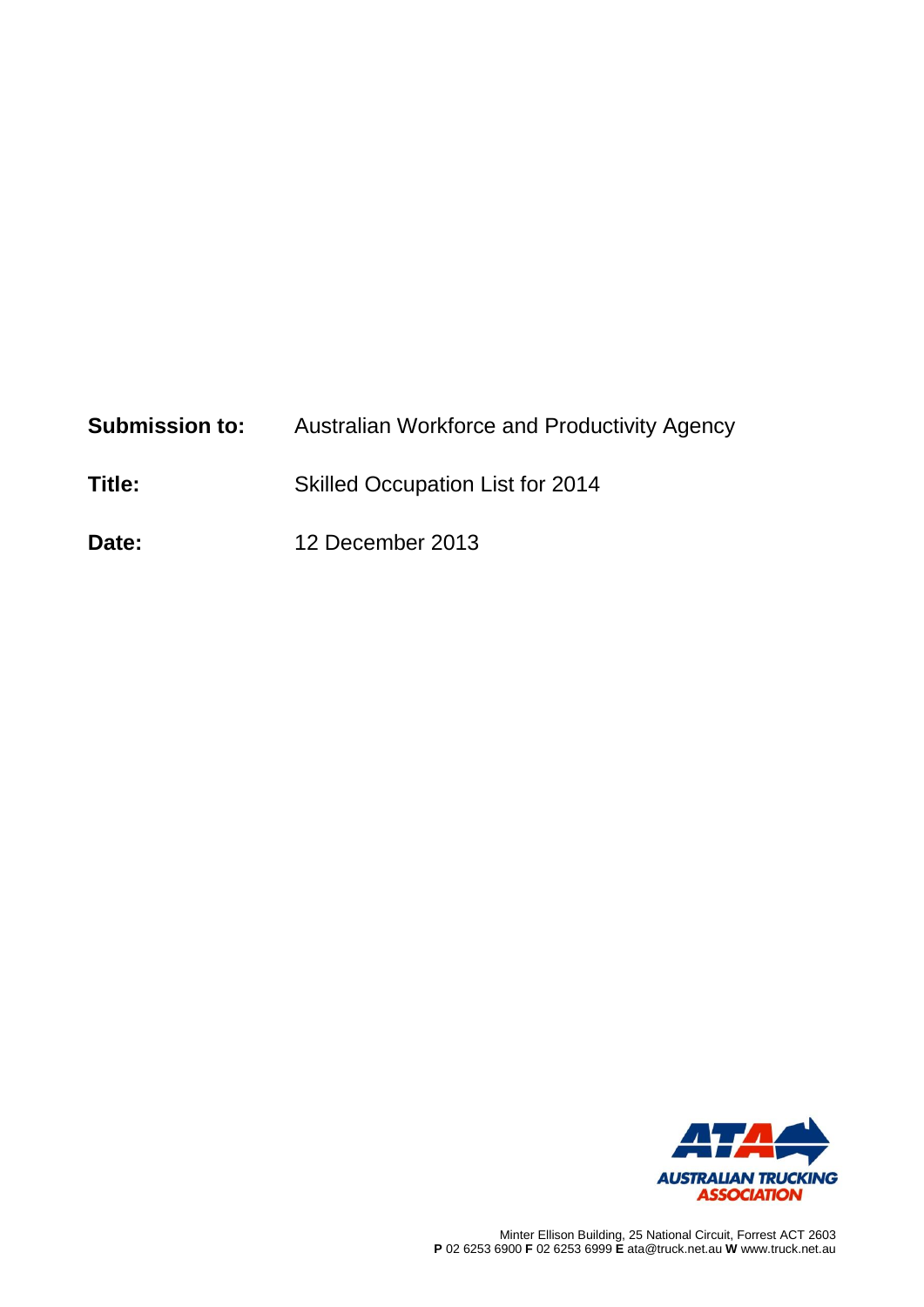**Submission to:** Australian Workforce and Productivity Agency

**Title:** Skilled Occupation List for 2014

**Date:** 12 December 2013

AUSTRALIAN TRUCKING ASSOCIATION

Minter Ellison Building, 25 National Circuit, Forrest ACT 2603
**P** 02 6253 6900 **F** 02 6253 6999 **E** ata@truck.net.au **W** www.truck.net.au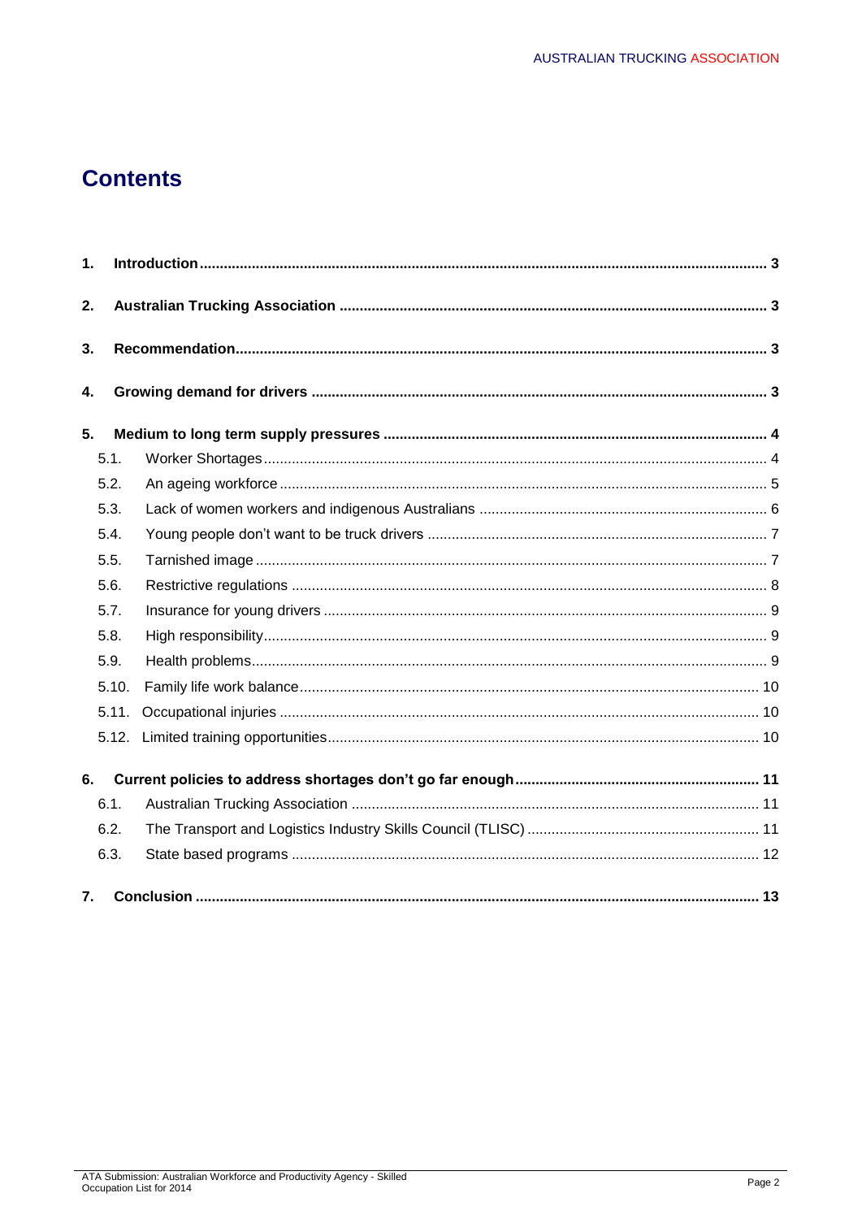# Contents

1. **Introduction** ... 3
2. **Australian Trucking Association** ... 3
3. **Recommendation** ... 3
4. **Growing demand for drivers** ... 3
5. **Medium to long term supply pressures** ... 4
   - 5.1. Worker Shortages ... 4
   - 5.2. An ageing workforce ... 5
   - 5.3. Lack of women workers and indigenous Australians ... 6
   - 5.4. Young people don't want to be truck drivers ... 7
   - 5.5. Tarnished image ... 7
   - 5.6. Restrictive regulations ... 8
   - 5.7. Insurance for young drivers ... 9
   - 5.8. High responsibility ... 9
   - 5.9. Health problems ... 9
   - 5.10. Family life work balance ... 10
   - 5.11. Occupational injuries ... 10
   - 5.12. Limited training opportunities ... 10
6. **Current policies to address shortages don't go far enough** ... 11
   - 6.1. Australian Trucking Association ... 11
   - 6.2. The Transport and Logistics Industry Skills Council (TLISC) ... 11
   - 6.3. State based programs ... 12
7. **Conclusion** ... 13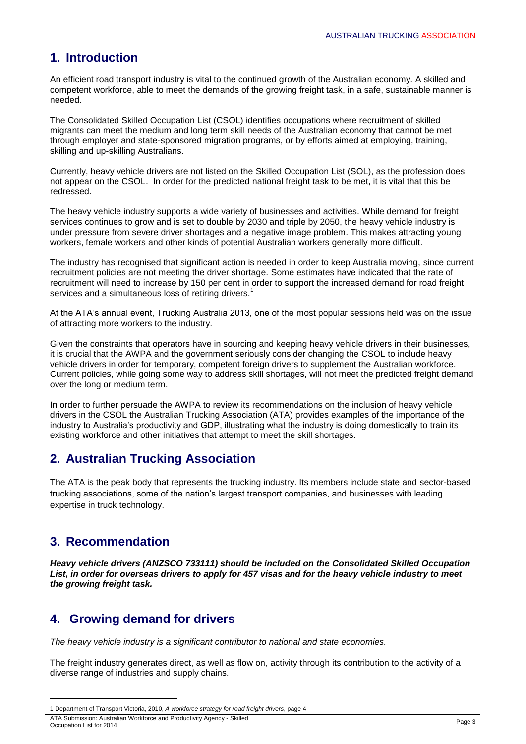## 1. Introduction

An efficient road transport industry is vital to the continued growth of the Australian economy. A skilled and competent workforce, able to meet the demands of the growing freight task, in a safe, sustainable manner is needed.

The Consolidated Skilled Occupation List (CSOL) identifies occupations where recruitment of skilled migrants can meet the medium and long term skill needs of the Australian economy that cannot be met through employer and state-sponsored migration programs, or by efforts aimed at employing, training, skilling and up-skilling Australians.

Currently, heavy vehicle drivers are not listed on the Skilled Occupation List (SOL), as the profession does not appear on the CSOL. In order for the predicted national freight task to be met, it is vital that this be redressed.

The heavy vehicle industry supports a wide variety of businesses and activities. While demand for freight services continues to grow and is set to double by 2030 and triple by 2050, the heavy vehicle industry is under pressure from severe driver shortages and a negative image problem. This makes attracting young workers, female workers and other kinds of potential Australian workers generally more difficult.

The industry has recognised that significant action is needed in order to keep Australia moving, since current recruitment policies are not meeting the driver shortage. Some estimates have indicated that the rate of recruitment will need to increase by 150 per cent in order to support the increased demand for road freight services and a simultaneous loss of retiring drivers.[1]

At the ATA's annual event, Trucking Australia 2013, one of the most popular sessions held was on the issue of attracting more workers to the industry.

Given the constraints that operators have in sourcing and keeping heavy vehicle drivers in their businesses, it is crucial that the AWPA and the government seriously consider changing the CSOL to include heavy vehicle drivers in order for temporary, competent foreign drivers to supplement the Australian workforce. Current policies, while going some way to address skill shortages, will not meet the predicted freight demand over the long or medium term.

In order to further persuade the AWPA to review its recommendations on the inclusion of heavy vehicle drivers in the CSOL the Australian Trucking Association (ATA) provides examples of the importance of the industry to Australia's productivity and GDP, illustrating what the industry is doing domestically to train its existing workforce and other initiatives that attempt to meet the skill shortages.

## 2. Australian Trucking Association

The ATA is the peak body that represents the trucking industry. Its members include state and sector-based trucking associations, some of the nation's largest transport companies, and businesses with leading expertise in truck technology.

## 3. Recommendation

***Heavy vehicle drivers (ANZSCO 733111) should be included on the Consolidated Skilled Occupation List, in order for overseas drivers to apply for 457 visas and for the heavy vehicle industry to meet the growing freight task.***

## 4. Growing demand for drivers

*The heavy vehicle industry is a significant contributor to national and state economies.*

The freight industry generates direct, as well as flow on, activity through its contribution to the activity of a diverse range of industries and supply chains.

---

1 Department of Transport Victoria, 2010, *A workforce strategy for road freight drivers*, page 4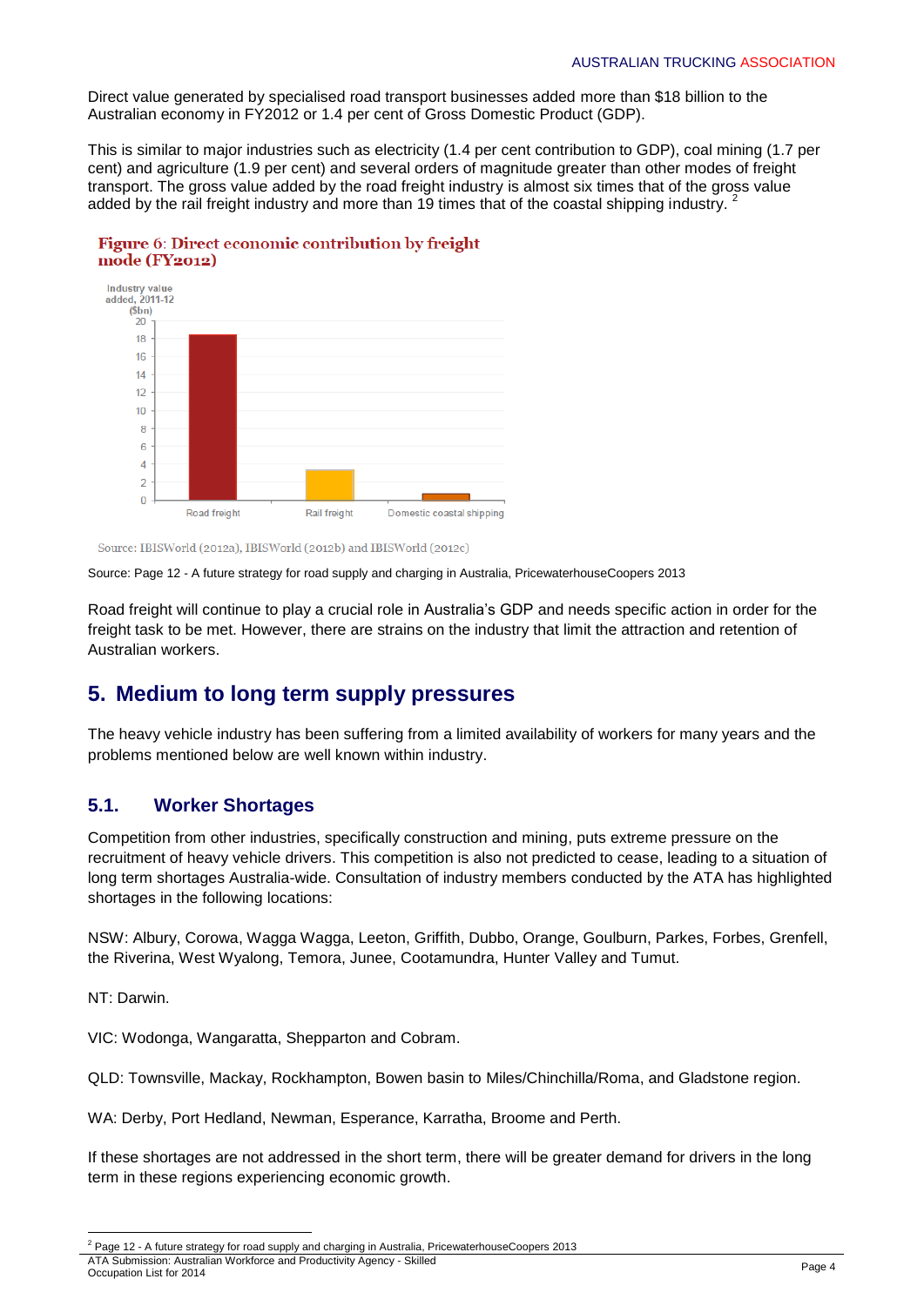Direct value generated by specialised road transport businesses added more than $18 billion to the Australian economy in FY2012 or 1.4 per cent of Gross Domestic Product (GDP).

This is similar to major industries such as electricity (1.4 per cent contribution to GDP), coal mining (1.7 per cent) and agriculture (1.9 per cent) and several orders of magnitude greater than other modes of freight transport. The gross value added by the road freight industry is almost six times that of the gross value added by the rail freight industry and more than 19 times that of the coastal shipping industry. [2]

**Figure 6: Direct economic contribution by freight mode (FY2012)**

Source: IBISWorld (2012a), IBISWorld (2012b) and IBISWorld (2012c)

Source: Page 12 - A future strategy for road supply and charging in Australia, PricewaterhouseCoopers 2013

Road freight will continue to play a crucial role in Australia's GDP and needs specific action in order for the freight task to be met. However, there are strains on the industry that limit the attraction and retention of Australian workers.

## 5. Medium to long term supply pressures

The heavy vehicle industry has been suffering from a limited availability of workers for many years and the problems mentioned below are well known within industry.

### 5.1. Worker Shortages

Competition from other industries, specifically construction and mining, puts extreme pressure on the recruitment of heavy vehicle drivers. This competition is also not predicted to cease, leading to a situation of long term shortages Australia-wide. Consultation of industry members conducted by the ATA has highlighted shortages in the following locations:

NSW: Albury, Corowa, Wagga Wagga, Leeton, Griffith, Dubbo, Orange, Goulburn, Parkes, Forbes, Grenfell, the Riverina, West Wyalong, Temora, Junee, Cootamundra, Hunter Valley and Tumut.

NT: Darwin.

VIC: Wodonga, Wangaratta, Shepparton and Cobram.

QLD: Townsville, Mackay, Rockhampton, Bowen basin to Miles/Chinchilla/Roma, and Gladstone region.

WA: Derby, Port Hedland, Newman, Esperance, Karratha, Broome and Perth.

If these shortages are not addressed in the short term, there will be greater demand for drivers in the long term in these regions experiencing economic growth.

[2] Page 12 - A future strategy for road supply and charging in Australia, PricewaterhouseCoopers 2013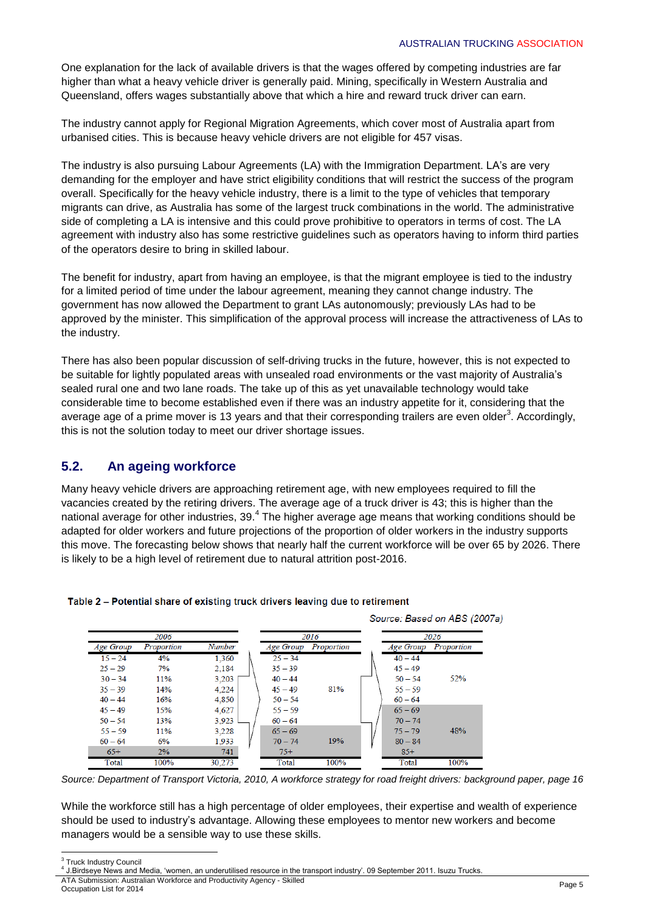One explanation for the lack of available drivers is that the wages offered by competing industries are far higher than what a heavy vehicle driver is generally paid. Mining, specifically in Western Australia and Queensland, offers wages substantially above that which a hire and reward truck driver can earn.

The industry cannot apply for Regional Migration Agreements, which cover most of Australia apart from urbanised cities. This is because heavy vehicle drivers are not eligible for 457 visas.

The industry is also pursuing Labour Agreements (LA) with the Immigration Department. LA's are very demanding for the employer and have strict eligibility conditions that will restrict the success of the program overall. Specifically for the heavy vehicle industry, there is a limit to the type of vehicles that temporary migrants can drive, as Australia has some of the largest truck combinations in the world. The administrative side of completing a LA is intensive and this could prove prohibitive to operators in terms of cost. The LA agreement with industry also has some restrictive guidelines such as operators having to inform third parties of the operators desire to bring in skilled labour.

The benefit for industry, apart from having an employee, is that the migrant employee is tied to the industry for a limited period of time under the labour agreement, meaning they cannot change industry. The government has now allowed the Department to grant LAs autonomously; previously LAs had to be approved by the minister. This simplification of the approval process will increase the attractiveness of LAs to the industry.

There has also been popular discussion of self-driving trucks in the future, however, this is not expected to be suitable for lightly populated areas with unsealed road environments or the vast majority of Australia's sealed rural one and two lane roads. The take up of this as yet unavailable technology would take considerable time to become established even if there was an industry appetite for it, considering that the average age of a prime mover is 13 years and that their corresponding trailers are even older[3]. Accordingly, this is not the solution today to meet our driver shortage issues.

## 5.2. An ageing workforce

Many heavy vehicle drivers are approaching retirement age, with new employees required to fill the vacancies created by the retiring drivers. The average age of a truck driver is 43; this is higher than the national average for other industries, 39.[4] The higher average age means that working conditions should be adapted for older workers and future projections of the proportion of older workers in the industry supports this move. The forecasting below shows that nearly half the current workforce will be over 65 by 2026. There is likely to be a high level of retirement due to natural attrition post-2016.

**Table 2 – Potential share of existing truck drivers leaving due to retirement**

*Source: Based on ABS (2007a)*

| 2006 | | | 2016 | | 2026 | |
|---|---|---|---|---|---|---|
| Age Group | Proportion | Number | Age Group | Proportion | Age Group | Proportion |
| 15 – 24 | 4% | 1,360 | 25 – 34 | | 40 – 44 | |
| 25 – 29 | 7% | 2,184 | 35 – 39 | | 45 – 49 | |
| 30 – 34 | 11% | 3,203 | 40 – 44 | | 50 – 54 | 52% |
| 35 – 39 | 14% | 4,224 | 45 – 49 | 81% | 55 – 59 | |
| 40 – 44 | 16% | 4,850 | 50 – 54 | | 60 – 64 | |
| 45 – 49 | 15% | 4,627 | 55 – 59 | | 65 – 69 | |
| 50 – 54 | 13% | 3,923 | 60 – 64 | | 70 – 74 | |
| 55 – 59 | 11% | 3,228 | 65 – 69 | | 75 – 79 | 48% |
| 60 – 64 | 6% | 1,933 | 70 – 74 | 19% | 80 – 84 | |
| 65+ | 2% | 741 | 75+ | | 85+ | |
| Total | 100% | 30,273 | Total | 100% | Total | 100% |

*Source: Department of Transport Victoria, 2010, A workforce strategy for road freight drivers: background paper, page 16*

While the workforce still has a high percentage of older employees, their expertise and wealth of experience should be used to industry's advantage. Allowing these employees to mentor new workers and become managers would be a sensible way to use these skills.

---

[3] Truck Industry Council

[4] J.Birdseye News and Media, 'women, an underutilised resource in the transport industry'. 09 September 2011. Isuzu Trucks.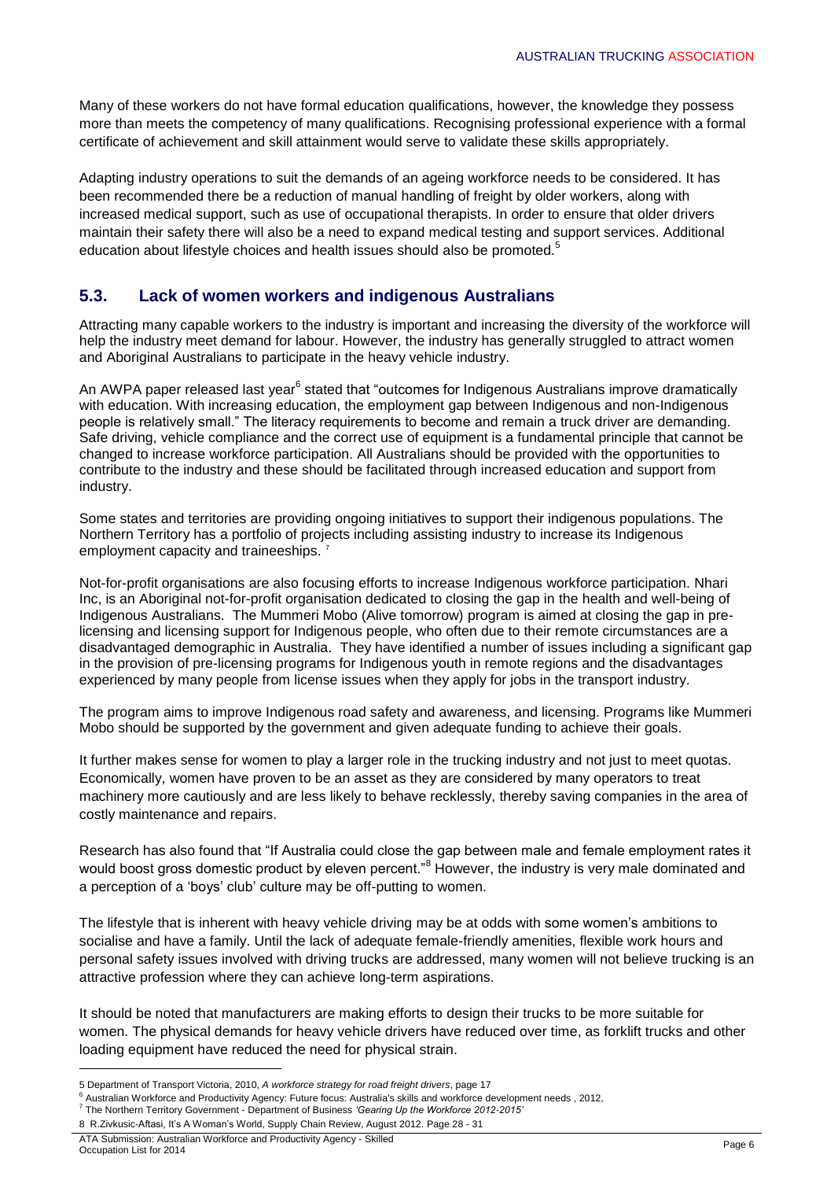Many of these workers do not have formal education qualifications, however, the knowledge they possess more than meets the competency of many qualifications. Recognising professional experience with a formal certificate of achievement and skill attainment would serve to validate these skills appropriately.

Adapting industry operations to suit the demands of an ageing workforce needs to be considered. It has been recommended there be a reduction of manual handling of freight by older workers, along with increased medical support, such as use of occupational therapists. In order to ensure that older drivers maintain their safety there will also be a need to expand medical testing and support services. Additional education about lifestyle choices and health issues should also be promoted.[5]

## 5.3. Lack of women workers and indigenous Australians

Attracting many capable workers to the industry is important and increasing the diversity of the workforce will help the industry meet demand for labour. However, the industry has generally struggled to attract women and Aboriginal Australians to participate in the heavy vehicle industry.

An AWPA paper released last year[6] stated that "outcomes for Indigenous Australians improve dramatically with education. With increasing education, the employment gap between Indigenous and non-Indigenous people is relatively small." The literacy requirements to become and remain a truck driver are demanding. Safe driving, vehicle compliance and the correct use of equipment is a fundamental principle that cannot be changed to increase workforce participation. All Australians should be provided with the opportunities to contribute to the industry and these should be facilitated through increased education and support from industry.

Some states and territories are providing ongoing initiatives to support their indigenous populations. The Northern Territory has a portfolio of projects including assisting industry to increase its Indigenous employment capacity and traineeships. [7]

Not-for-profit organisations are also focusing efforts to increase Indigenous workforce participation. Nhari Inc, is an Aboriginal not-for-profit organisation dedicated to closing the gap in the health and well-being of Indigenous Australians. The Mummeri Mobo (Alive tomorrow) program is aimed at closing the gap in pre-licensing and licensing support for Indigenous people, who often due to their remote circumstances are a disadvantaged demographic in Australia. They have identified a number of issues including a significant gap in the provision of pre-licensing programs for Indigenous youth in remote regions and the disadvantages experienced by many people from license issues when they apply for jobs in the transport industry.

The program aims to improve Indigenous road safety and awareness, and licensing. Programs like Mummeri Mobo should be supported by the government and given adequate funding to achieve their goals.

It further makes sense for women to play a larger role in the trucking industry and not just to meet quotas. Economically, women have proven to be an asset as they are considered by many operators to treat machinery more cautiously and are less likely to behave recklessly, thereby saving companies in the area of costly maintenance and repairs.

Research has also found that "If Australia could close the gap between male and female employment rates it would boost gross domestic product by eleven percent."[8] However, the industry is very male dominated and a perception of a 'boys' club' culture may be off-putting to women.

The lifestyle that is inherent with heavy vehicle driving may be at odds with some women's ambitions to socialise and have a family. Until the lack of adequate female-friendly amenities, flexible work hours and personal safety issues involved with driving trucks are addressed, many women will not believe trucking is an attractive profession where they can achieve long-term aspirations.

It should be noted that manufacturers are making efforts to design their trucks to be more suitable for women. The physical demands for heavy vehicle drivers have reduced over time, as forklift trucks and other loading equipment have reduced the need for physical strain.

---

5 Department of Transport Victoria, 2010, *A workforce strategy for road freight drivers*, page 17

6 Australian Workforce and Productivity Agency: Future focus: Australia's skills and workforce development needs , 2012,

7 The Northern Territory Government - Department of Business *'Gearing Up the Workforce 2012-2015'*

8 R.Zivkusic-Aftasi, It's A Woman's World, Supply Chain Review, August 2012. Page 28 - 31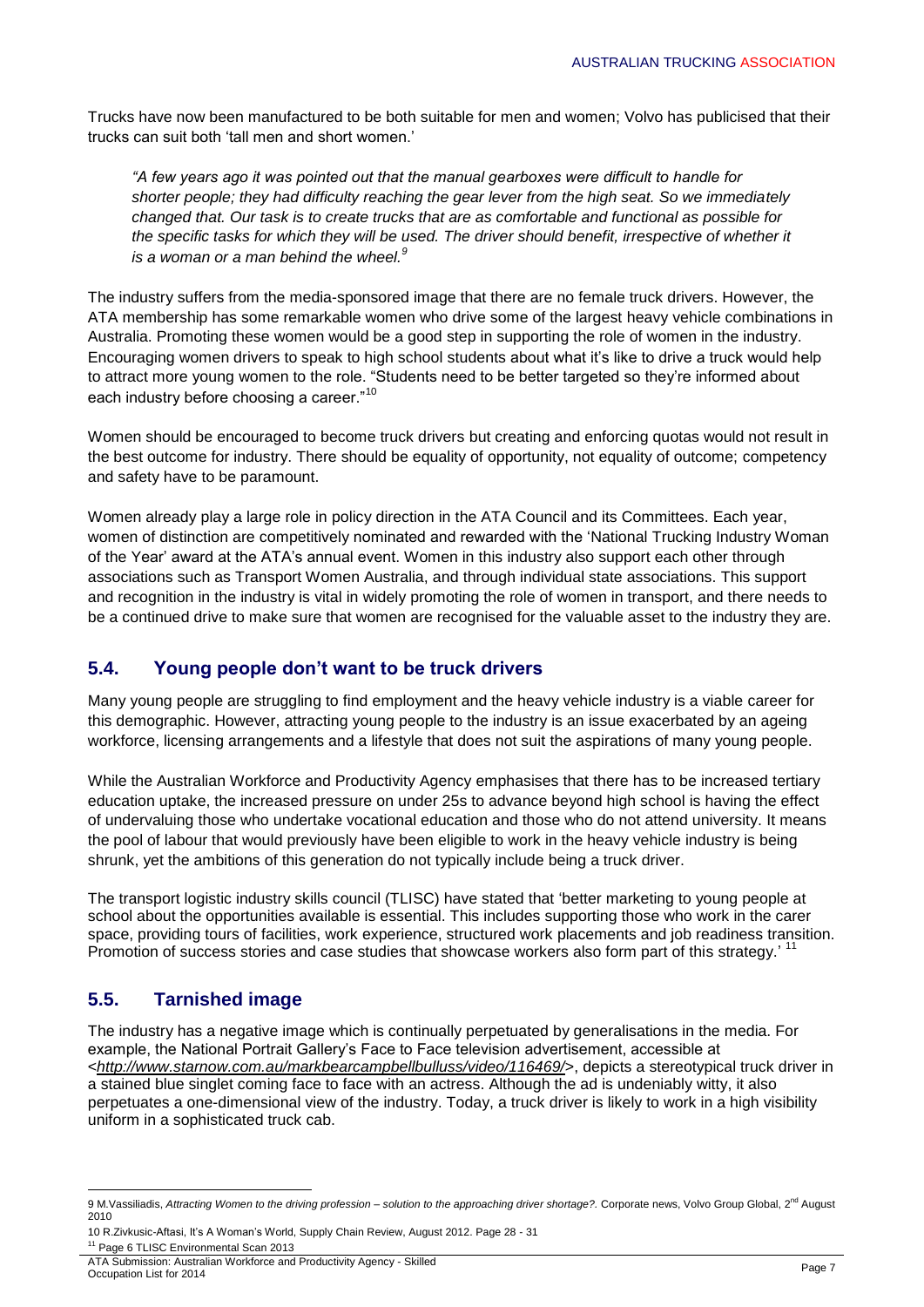Trucks have now been manufactured to be both suitable for men and women; Volvo has publicised that their trucks can suit both 'tall men and short women.'

> *"A few years ago it was pointed out that the manual gearboxes were difficult to handle for shorter people; they had difficulty reaching the gear lever from the high seat. So we immediately changed that. Our task is to create trucks that are as comfortable and functional as possible for the specific tasks for which they will be used. The driver should benefit, irrespective of whether it is a woman or a man behind the wheel.*[9]

The industry suffers from the media-sponsored image that there are no female truck drivers. However, the ATA membership has some remarkable women who drive some of the largest heavy vehicle combinations in Australia. Promoting these women would be a good step in supporting the role of women in the industry. Encouraging women drivers to speak to high school students about what it's like to drive a truck would help to attract more young women to the role. "Students need to be better targeted so they're informed about each industry before choosing a career."[10]

Women should be encouraged to become truck drivers but creating and enforcing quotas would not result in the best outcome for industry. There should be equality of opportunity, not equality of outcome; competency and safety have to be paramount.

Women already play a large role in policy direction in the ATA Council and its Committees. Each year, women of distinction are competitively nominated and rewarded with the 'National Trucking Industry Woman of the Year' award at the ATA's annual event. Women in this industry also support each other through associations such as Transport Women Australia, and through individual state associations. This support and recognition in the industry is vital in widely promoting the role of women in transport, and there needs to be a continued drive to make sure that women are recognised for the valuable asset to the industry they are.

## 5.4. Young people don't want to be truck drivers

Many young people are struggling to find employment and the heavy vehicle industry is a viable career for this demographic. However, attracting young people to the industry is an issue exacerbated by an ageing workforce, licensing arrangements and a lifestyle that does not suit the aspirations of many young people.

While the Australian Workforce and Productivity Agency emphasises that there has to be increased tertiary education uptake, the increased pressure on under 25s to advance beyond high school is having the effect of undervaluing those who undertake vocational education and those who do not attend university. It means the pool of labour that would previously have been eligible to work in the heavy vehicle industry is being shrunk, yet the ambitions of this generation do not typically include being a truck driver.

The transport logistic industry skills council (TLISC) have stated that 'better marketing to young people at school about the opportunities available is essential. This includes supporting those who work in the carer space, providing tours of facilities, work experience, structured work placements and job readiness transition. Promotion of success stories and case studies that showcase workers also form part of this strategy.' [11]

## 5.5. Tarnished image

The industry has a negative image which is continually perpetuated by generalisations in the media. For example, the National Portrait Gallery's Face to Face television advertisement, accessible at <*http://www.starnow.com.au/markbearcampbellbulluss/video/116469/*>, depicts a stereotypical truck driver in a stained blue singlet coming face to face with an actress. Although the ad is undeniably witty, it also perpetuates a one-dimensional view of the industry. Today, a truck driver is likely to work in a high visibility uniform in a sophisticated truck cab.

---

9 M.Vassiliadis, *Attracting Women to the driving profession – solution to the approaching driver shortage?.* Corporate news, Volvo Group Global, 2nd August 2010

10 R.Zivkusic-Aftasi, It's A Woman's World, Supply Chain Review, August 2012. Page 28 - 31

11 Page 6 TLISC Environmental Scan 2013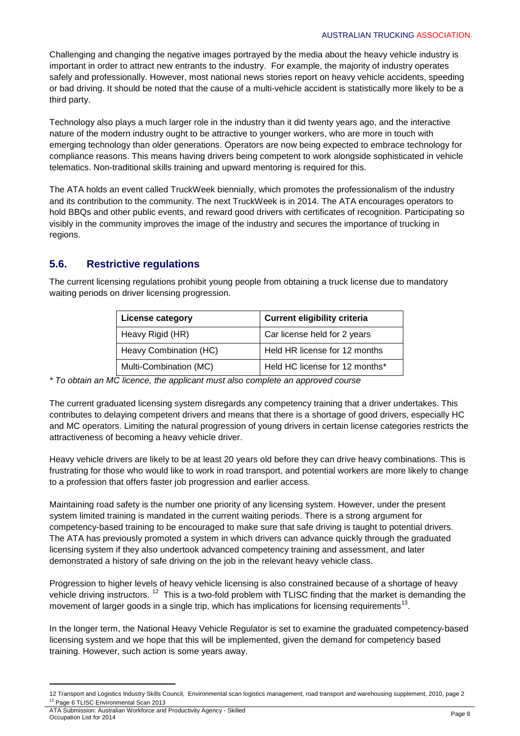Challenging and changing the negative images portrayed by the media about the heavy vehicle industry is important in order to attract new entrants to the industry. For example, the majority of industry operates safely and professionally. However, most national news stories report on heavy vehicle accidents, speeding or bad driving. It should be noted that the cause of a multi-vehicle accident is statistically more likely to be a third party.

Technology also plays a much larger role in the industry than it did twenty years ago, and the interactive nature of the modern industry ought to be attractive to younger workers, who are more in touch with emerging technology than older generations. Operators are now being expected to embrace technology for compliance reasons. This means having drivers being competent to work alongside sophisticated in vehicle telematics. Non-traditional skills training and upward mentoring is required for this.

The ATA holds an event called TruckWeek biennially, which promotes the professionalism of the industry and its contribution to the community. The next TruckWeek is in 2014. The ATA encourages operators to hold BBQs and other public events, and reward good drivers with certificates of recognition. Participating so visibly in the community improves the image of the industry and secures the importance of trucking in regions.

## 5.6. Restrictive regulations

The current licensing regulations prohibit young people from obtaining a truck license due to mandatory waiting periods on driver licensing progression.

| License category | Current eligibility criteria |
| --- | --- |
| Heavy Rigid (HR) | Car license held for 2 years |
| Heavy Combination (HC) | Held HR license for 12 months |
| Multi-Combination (MC) | Held HC license for 12 months* |

*\* To obtain an MC licence, the applicant must also complete an approved course*

The current graduated licensing system disregards any competency training that a driver undertakes. This contributes to delaying competent drivers and means that there is a shortage of good drivers, especially HC and MC operators. Limiting the natural progression of young drivers in certain license categories restricts the attractiveness of becoming a heavy vehicle driver.

Heavy vehicle drivers are likely to be at least 20 years old before they can drive heavy combinations. This is frustrating for those who would like to work in road transport, and potential workers are more likely to change to a profession that offers faster job progression and earlier access.

Maintaining road safety is the number one priority of any licensing system. However, under the present system limited training is mandated in the current waiting periods. There is a strong argument for competency-based training to be encouraged to make sure that safe driving is taught to potential drivers. The ATA has previously promoted a system in which drivers can advance quickly through the graduated licensing system if they also undertook advanced competency training and assessment, and later demonstrated a history of safe driving on the job in the relevant heavy vehicle class.

Progression to higher levels of heavy vehicle licensing is also constrained because of a shortage of heavy vehicle driving instructors. [12] This is a two-fold problem with TLISC finding that the market is demanding the movement of larger goods in a single trip, which has implications for licensing requirements[13].

In the longer term, the National Heavy Vehicle Regulator is set to examine the graduated competency-based licensing system and we hope that this will be implemented, given the demand for competency based training. However, such action is some years away.

---

12 Transport and Logistics Industry Skills Council, Environmental scan logistics management, road transport and warehousing supplement, 2010, page 2

13 Page 6 TLISC Environmental Scan 2013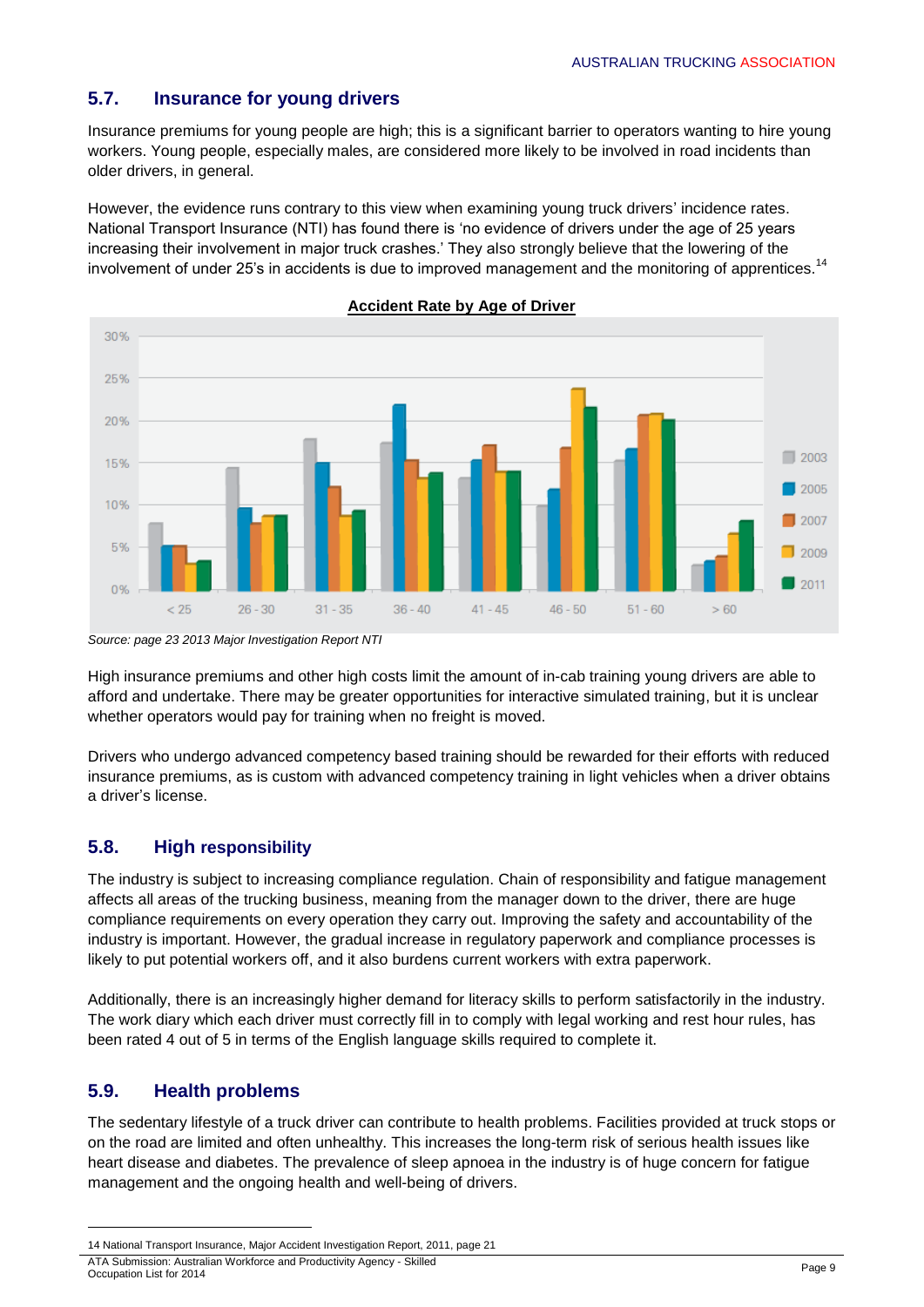## 5.7. Insurance for young drivers

Insurance premiums for young people are high; this is a significant barrier to operators wanting to hire young workers. Young people, especially males, are considered more likely to be involved in road incidents than older drivers, in general.

However, the evidence runs contrary to this view when examining young truck drivers' incidence rates. National Transport Insurance (NTI) has found there is 'no evidence of drivers under the age of 25 years increasing their involvement in major truck crashes.' They also strongly believe that the lowering of the involvement of under 25's in accidents is due to improved management and the monitoring of apprentices.[14]

**Accident Rate by Age of Driver**

*Source: page 23 2013 Major Investigation Report NTI*

High insurance premiums and other high costs limit the amount of in-cab training young drivers are able to afford and undertake. There may be greater opportunities for interactive simulated training, but it is unclear whether operators would pay for training when no freight is moved.

Drivers who undergo advanced competency based training should be rewarded for their efforts with reduced insurance premiums, as is custom with advanced competency training in light vehicles when a driver obtains a driver's license.

## 5.8. High responsibility

The industry is subject to increasing compliance regulation. Chain of responsibility and fatigue management affects all areas of the trucking business, meaning from the manager down to the driver, there are huge compliance requirements on every operation they carry out. Improving the safety and accountability of the industry is important. However, the gradual increase in regulatory paperwork and compliance processes is likely to put potential workers off, and it also burdens current workers with extra paperwork.

Additionally, there is an increasingly higher demand for literacy skills to perform satisfactorily in the industry. The work diary which each driver must correctly fill in to comply with legal working and rest hour rules, has been rated 4 out of 5 in terms of the English language skills required to complete it.

## 5.9. Health problems

The sedentary lifestyle of a truck driver can contribute to health problems. Facilities provided at truck stops or on the road are limited and often unhealthy. This increases the long-term risk of serious health issues like heart disease and diabetes. The prevalence of sleep apnoea in the industry is of huge concern for fatigue management and the ongoing health and well-being of drivers.

---

14 National Transport Insurance, Major Accident Investigation Report, 2011, page 21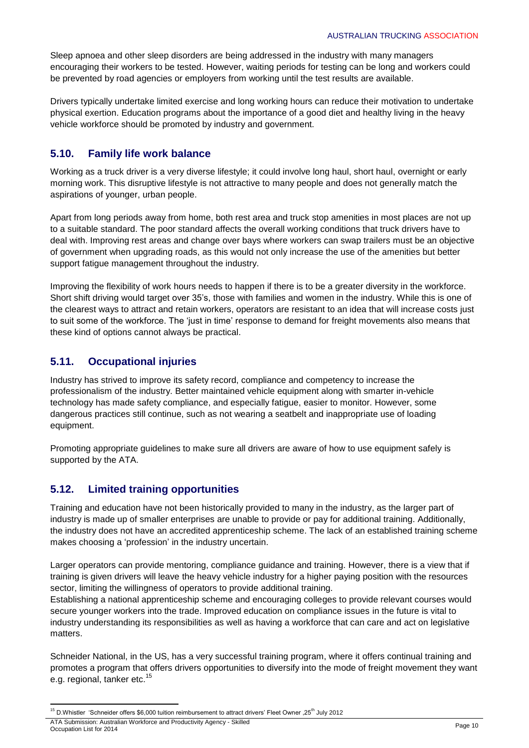Sleep apnoea and other sleep disorders are being addressed in the industry with many managers encouraging their workers to be tested. However, waiting periods for testing can be long and workers could be prevented by road agencies or employers from working until the test results are available.

Drivers typically undertake limited exercise and long working hours can reduce their motivation to undertake physical exertion. Education programs about the importance of a good diet and healthy living in the heavy vehicle workforce should be promoted by industry and government.

## 5.10. Family life work balance

Working as a truck driver is a very diverse lifestyle; it could involve long haul, short haul, overnight or early morning work. This disruptive lifestyle is not attractive to many people and does not generally match the aspirations of younger, urban people.

Apart from long periods away from home, both rest area and truck stop amenities in most places are not up to a suitable standard. The poor standard affects the overall working conditions that truck drivers have to deal with. Improving rest areas and change over bays where workers can swap trailers must be an objective of government when upgrading roads, as this would not only increase the use of the amenities but better support fatigue management throughout the industry.

Improving the flexibility of work hours needs to happen if there is to be a greater diversity in the workforce. Short shift driving would target over 35's, those with families and women in the industry. While this is one of the clearest ways to attract and retain workers, operators are resistant to an idea that will increase costs just to suit some of the workforce. The 'just in time' response to demand for freight movements also means that these kind of options cannot always be practical.

## 5.11. Occupational injuries

Industry has strived to improve its safety record, compliance and competency to increase the professionalism of the industry. Better maintained vehicle equipment along with smarter in-vehicle technology has made safety compliance, and especially fatigue, easier to monitor. However, some dangerous practices still continue, such as not wearing a seatbelt and inappropriate use of loading equipment.

Promoting appropriate guidelines to make sure all drivers are aware of how to use equipment safely is supported by the ATA.

## 5.12. Limited training opportunities

Training and education have not been historically provided to many in the industry, as the larger part of industry is made up of smaller enterprises are unable to provide or pay for additional training. Additionally, the industry does not have an accredited apprenticeship scheme. The lack of an established training scheme makes choosing a 'profession' in the industry uncertain.

Larger operators can provide mentoring, compliance guidance and training. However, there is a view that if training is given drivers will leave the heavy vehicle industry for a higher paying position with the resources sector, limiting the willingness of operators to provide additional training.

Establishing a national apprenticeship scheme and encouraging colleges to provide relevant courses would secure younger workers into the trade. Improved education on compliance issues in the future is vital to industry understanding its responsibilities as well as having a workforce that can care and act on legislative matters.

Schneider National, in the US, has a very successful training program, where it offers continual training and promotes a program that offers drivers opportunities to diversify into the mode of freight movement they want e.g. regional, tanker etc.[15]

---

[15] D.Whistler 'Schneider offers $6,000 tuition reimbursement to attract drivers' Fleet Owner ,25th July 2012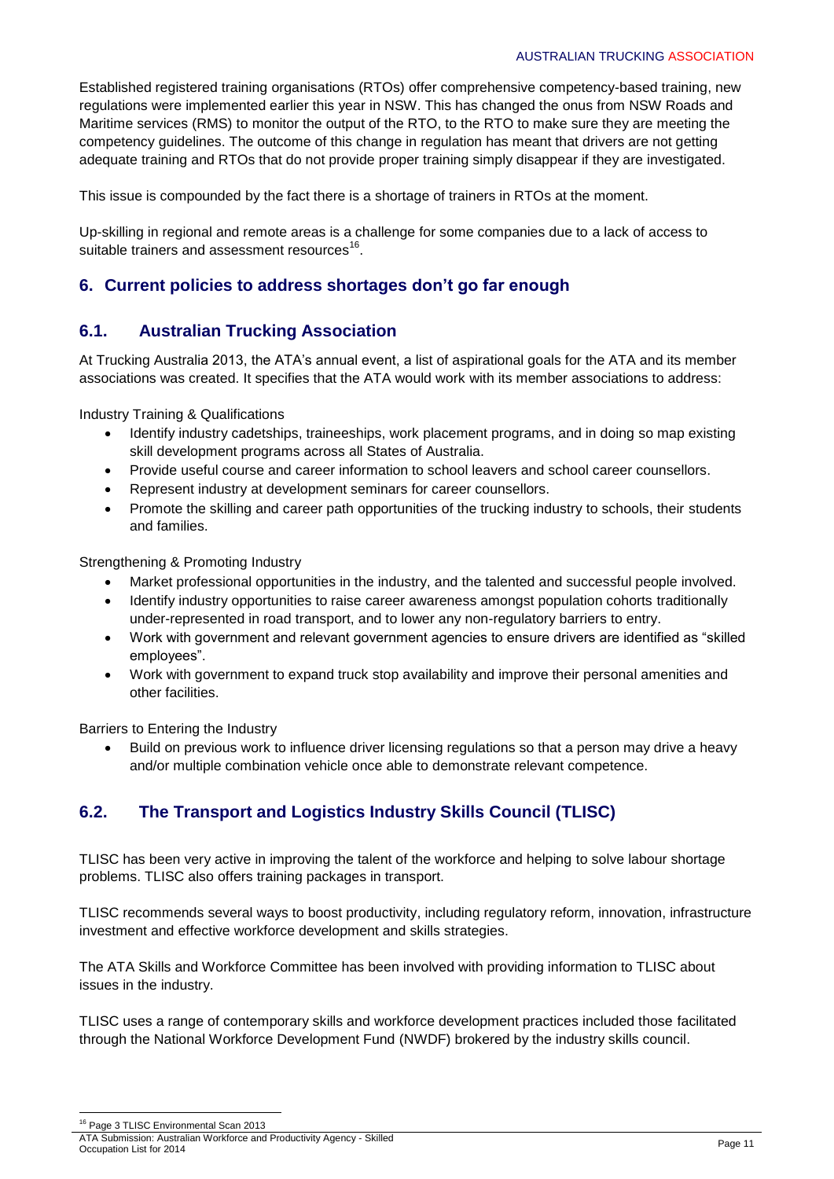Established registered training organisations (RTOs) offer comprehensive competency-based training, new regulations were implemented earlier this year in NSW. This has changed the onus from NSW Roads and Maritime services (RMS) to monitor the output of the RTO, to the RTO to make sure they are meeting the competency guidelines. The outcome of this change in regulation has meant that drivers are not getting adequate training and RTOs that do not provide proper training simply disappear if they are investigated.

This issue is compounded by the fact there is a shortage of trainers in RTOs at the moment.

Up-skilling in regional and remote areas is a challenge for some companies due to a lack of access to suitable trainers and assessment resources[16].

## 6. Current policies to address shortages don't go far enough

### 6.1. Australian Trucking Association

At Trucking Australia 2013, the ATA's annual event, a list of aspirational goals for the ATA and its member associations was created. It specifies that the ATA would work with its member associations to address:

Industry Training & Qualifications

- Identify industry cadetships, traineeships, work placement programs, and in doing so map existing skill development programs across all States of Australia.
- Provide useful course and career information to school leavers and school career counsellors.
- Represent industry at development seminars for career counsellors.
- Promote the skilling and career path opportunities of the trucking industry to schools, their students and families.

Strengthening & Promoting Industry

- Market professional opportunities in the industry, and the talented and successful people involved.
- Identify industry opportunities to raise career awareness amongst population cohorts traditionally under-represented in road transport, and to lower any non-regulatory barriers to entry.
- Work with government and relevant government agencies to ensure drivers are identified as "skilled employees".
- Work with government to expand truck stop availability and improve their personal amenities and other facilities.

Barriers to Entering the Industry

- Build on previous work to influence driver licensing regulations so that a person may drive a heavy and/or multiple combination vehicle once able to demonstrate relevant competence.

### 6.2. The Transport and Logistics Industry Skills Council (TLISC)

TLISC has been very active in improving the talent of the workforce and helping to solve labour shortage problems. TLISC also offers training packages in transport.

TLISC recommends several ways to boost productivity, including regulatory reform, innovation, infrastructure investment and effective workforce development and skills strategies.

The ATA Skills and Workforce Committee has been involved with providing information to TLISC about issues in the industry.

TLISC uses a range of contemporary skills and workforce development practices included those facilitated through the National Workforce Development Fund (NWDF) brokered by the industry skills council.

[16] Page 3 TLISC Environmental Scan 2013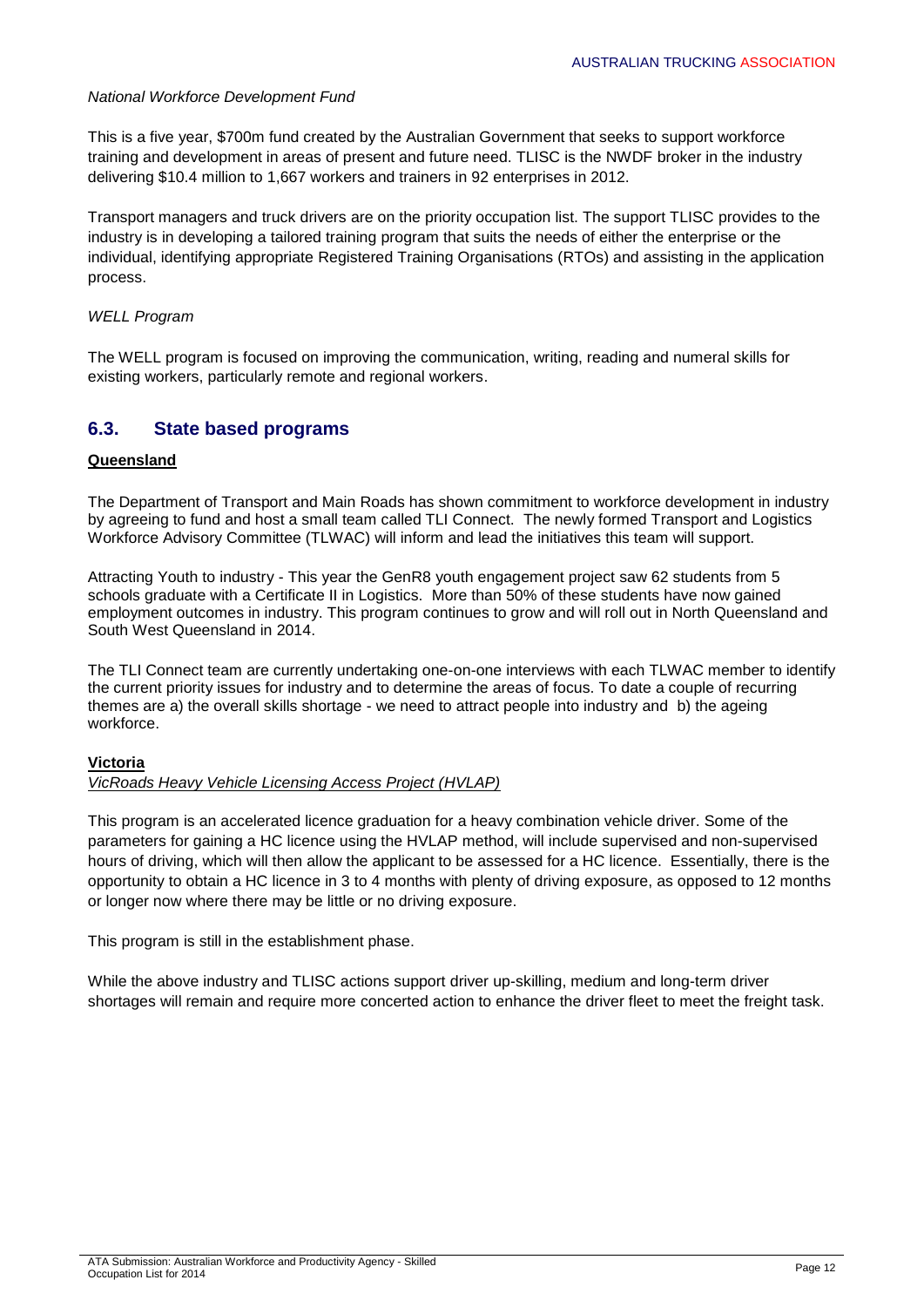*National Workforce Development Fund*

This is a five year, $700m fund created by the Australian Government that seeks to support workforce training and development in areas of present and future need. TLISC is the NWDF broker in the industry delivering $10.4 million to 1,667 workers and trainers in 92 enterprises in 2012.

Transport managers and truck drivers are on the priority occupation list. The support TLISC provides to the industry is in developing a tailored training program that suits the needs of either the enterprise or the individual, identifying appropriate Registered Training Organisations (RTOs) and assisting in the application process.

*WELL Program*

The WELL program is focused on improving the communication, writing, reading and numeral skills for existing workers, particularly remote and regional workers.

## 6.3. State based programs

**Queensland**

The Department of Transport and Main Roads has shown commitment to workforce development in industry by agreeing to fund and host a small team called TLI Connect. The newly formed Transport and Logistics Workforce Advisory Committee (TLWAC) will inform and lead the initiatives this team will support.

Attracting Youth to industry - This year the GenR8 youth engagement project saw 62 students from 5 schools graduate with a Certificate II in Logistics. More than 50% of these students have now gained employment outcomes in industry. This program continues to grow and will roll out in North Queensland and South West Queensland in 2014.

The TLI Connect team are currently undertaking one-on-one interviews with each TLWAC member to identify the current priority issues for industry and to determine the areas of focus. To date a couple of recurring themes are a) the overall skills shortage - we need to attract people into industry and b) the ageing workforce.

**Victoria**

*VicRoads Heavy Vehicle Licensing Access Project (HVLAP)*

This program is an accelerated licence graduation for a heavy combination vehicle driver. Some of the parameters for gaining a HC licence using the HVLAP method, will include supervised and non-supervised hours of driving, which will then allow the applicant to be assessed for a HC licence. Essentially, there is the opportunity to obtain a HC licence in 3 to 4 months with plenty of driving exposure, as opposed to 12 months or longer now where there may be little or no driving exposure.

This program is still in the establishment phase.

While the above industry and TLISC actions support driver up-skilling, medium and long-term driver shortages will remain and require more concerted action to enhance the driver fleet to meet the freight task.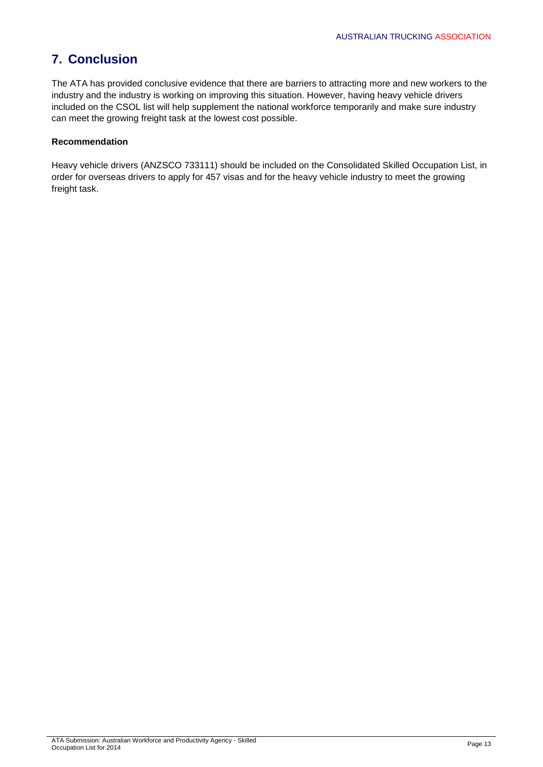## 7. Conclusion

The ATA has provided conclusive evidence that there are barriers to attracting more and new workers to the industry and the industry is working on improving this situation. However, having heavy vehicle drivers included on the CSOL list will help supplement the national workforce temporarily and make sure industry can meet the growing freight task at the lowest cost possible.

**Recommendation**

Heavy vehicle drivers (ANZSCO 733111) should be included on the Consolidated Skilled Occupation List, in order for overseas drivers to apply for 457 visas and for the heavy vehicle industry to meet the growing freight task.